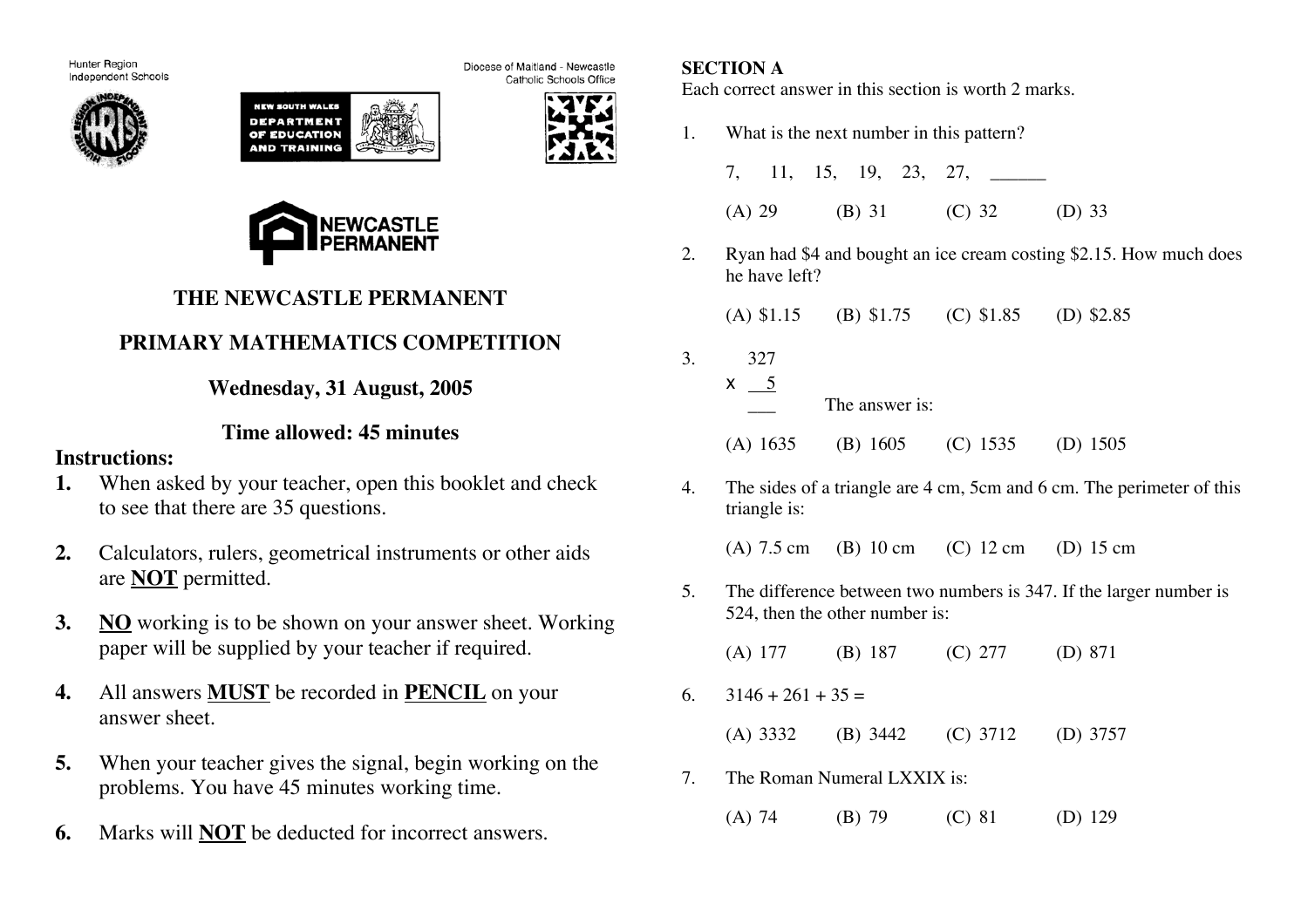Hunter Region Independent Schools

NEW SOUTH WALES DEPARTMENT OF EDUCATION AND TRAINING

Diocese of Maitland - Newcastle Catholic Schools Office

NEWCASTLE PERMANENT

# THE NEWCASTLE PERMANENT

# PRIMARY MATHEMATICS COMPETITION

## Wednesday, 31 August, 2005

## Time allowed: 45 minutes

**Instructions:**

1. When asked by your teacher, open this booklet and check to see that there are 35 questions.
2. Calculators, rulers, geometrical instruments or other aids are **NOT** permitted.
3. **NO** working is to be shown on your answer sheet. Working paper will be supplied by your teacher if required.
4. All answers **MUST** be recorded in **PENCIL** on your answer sheet.
5. When your teacher gives the signal, begin working on the problems. You have 45 minutes working time.
6. Marks will **NOT** be deducted for incorrect answers.

**SECTION A**

Each correct answer in this section is worth 2 marks.

1. What is the next number in this pattern?

   7, 11, 15, 19, 23, 27, ______

   (A) 29 (B) 31 (C) 32 (D) 33

2. Ryan had \$4 and bought an ice cream costing \$2.15. How much does he have left?

   (A) \$1.15 (B) \$1.75 (C) \$1.85 (D) \$2.85

3. 
$$\begin{array}{r} 327 \\ \times \quad 5 \\ \hline \end{array}$$
   The answer is:

   (A) 1635 (B) 1605 (C) 1535 (D) 1505

4. The sides of a triangle are 4 cm, 5cm and 6 cm. The perimeter of this triangle is:

   (A) 7.5 cm (B) 10 cm (C) 12 cm (D) 15 cm

5. The difference between two numbers is 347. If the larger number is 524, then the other number is:

   (A) 177 (B) 187 (C) 277 (D) 871

6. 3146 + 261 + 35 =

   (A) 3332 (B) 3442 (C) 3712 (D) 3757

7. The Roman Numeral LXXIX is:

   (A) 74 (B) 79 (C) 81 (D) 129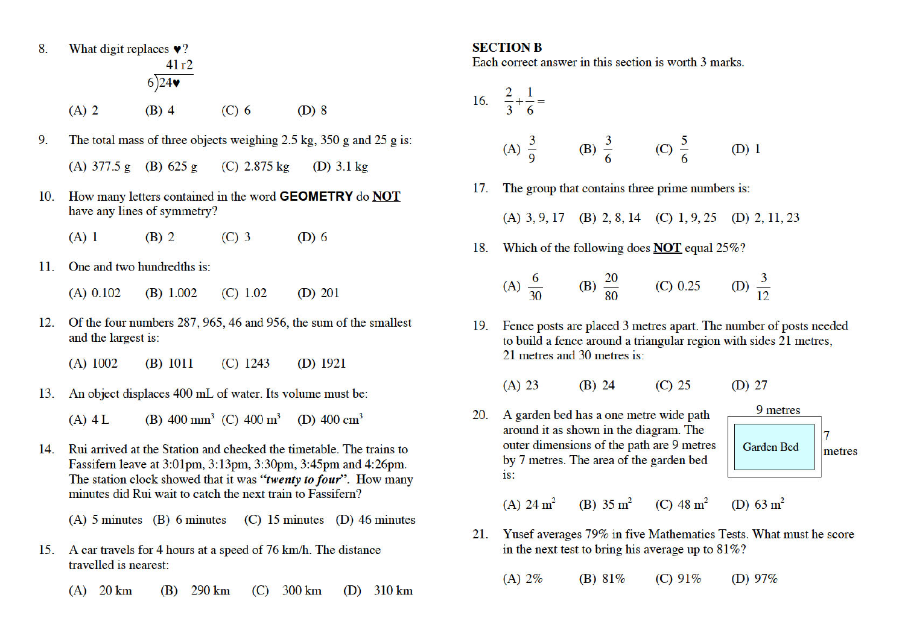8. What digit replaces ♥?

$$6\overline{)24♥}$$ = 41 r2

(A) 2 (B) 4 (C) 6 (D) 8

9. The total mass of three objects weighing 2.5 kg, 350 g and 25 g is:

(A) 377.5 g (B) 625 g (C) 2.875 kg (D) 3.1 kg

10. How many letters contained in the word **GEOMETRY** do **NOT** have any lines of symmetry?

(A) 1 (B) 2 (C) 3 (D) 6

11. One and two hundredths is:

(A) 0.102 (B) 1.002 (C) 1.02 (D) 201

12. Of the four numbers 287, 965, 46 and 956, the sum of the smallest and the largest is:

(A) 1002 (B) 1011 (C) 1243 (D) 1921

13. An object displaces 400 mL of water. Its volume must be:

(A) 4 L (B) 400 $mm^3$ (C) 400 $m^3$ (D) 400 $cm^3$

14. Rui arrived at the Station and checked the timetable. The trains to Fassifern leave at 3:01pm, 3:13pm, 3:30pm, 3:45pm and 4:26pm. The station clock showed that it was ***"twenty to four"***. How many minutes did Rui wait to catch the next train to Fassifern?

(A) 5 minutes (B) 6 minutes (C) 15 minutes (D) 46 minutes

15. A car travels for 4 hours at a speed of 76 km/h. The distance travelled is nearest:

(A) 20 km (B) 290 km (C) 300 km (D) 310 km

**SECTION B**

Each correct answer in this section is worth 3 marks.

16. $\frac{2}{3}+\frac{1}{6}=$

(A) $\frac{3}{9}$ (B) $\frac{3}{6}$ (C) $\frac{5}{6}$ (D) 1

17. The group that contains three prime numbers is:

(A) 3, 9, 17 (B) 2, 8, 14 (C) 1, 9, 25 (D) 2, 11, 23

18. Which of the following does **NOT** equal 25%?

(A) $\frac{6}{30}$ (B) $\frac{20}{80}$ (C) 0.25 (D) $\frac{3}{12}$

19. Fence posts are placed 3 metres apart. The number of posts needed to build a fence around a triangular region with sides 21 metres, 21 metres and 30 metres is:

(A) 23 (B) 24 (C) 25 (D) 27

20. A garden bed has a one metre wide path around it as shown in the diagram. The outer dimensions of the path are 9 metres by 7 metres. The area of the garden bed is:

9 metres

Garden Bed

7 metres

(A) 24 $m^2$ (B) 35 $m^2$ (C) 48 $m^2$ (D) 63 $m^2$

21. Yusef averages 79% in five Mathematics Tests. What must he score in the next test to bring his average up to 81%?

(A) 2% (B) 81% (C) 91% (D) 97%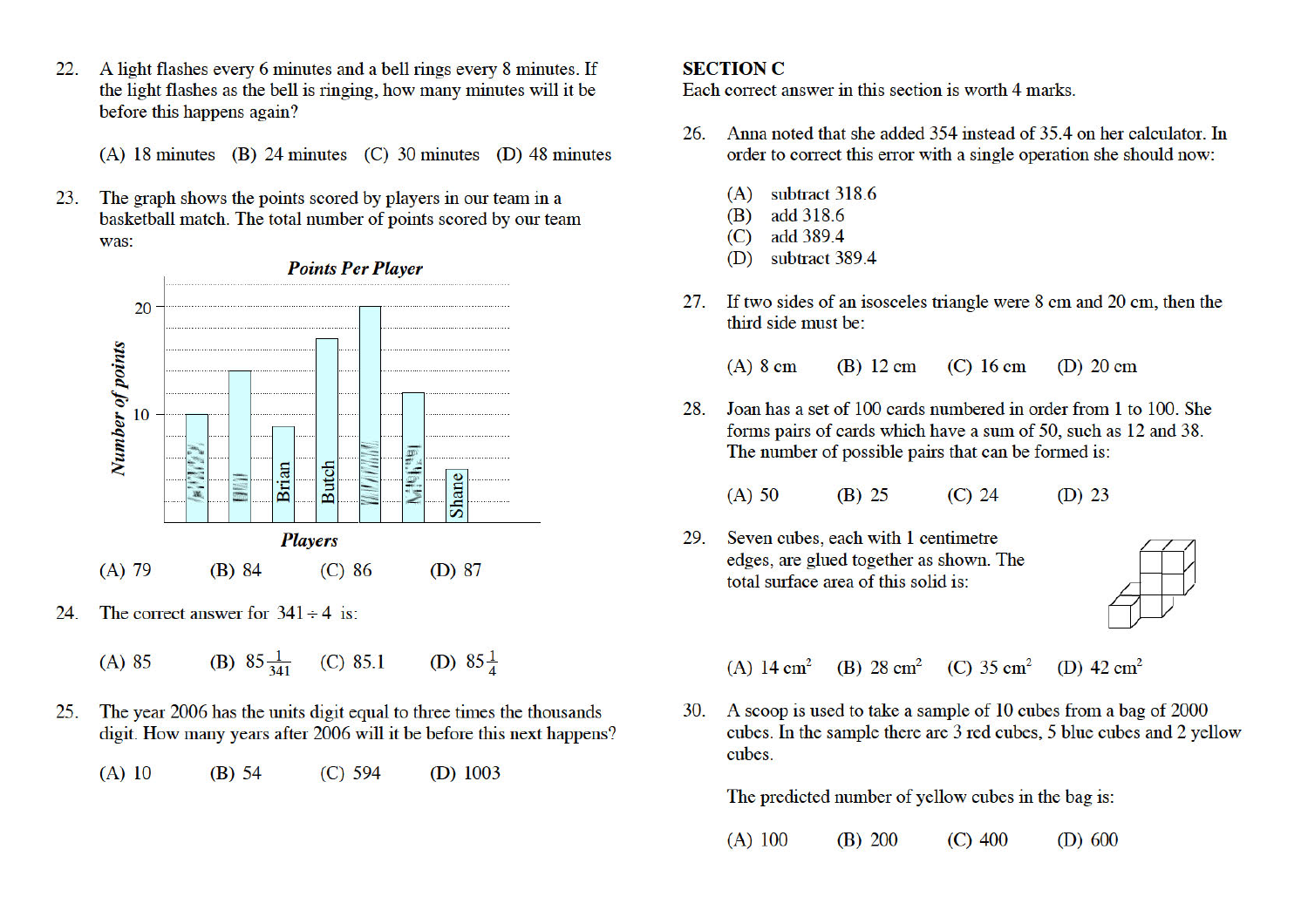22. A light flashes every 6 minutes and a bell rings every 8 minutes. If the light flashes as the bell is ringing, how many minutes will it be before this happens again?

    (A) 18 minutes (B) 24 minutes (C) 30 minutes (D) 48 minutes

23. The graph shows the points scored by players in our team in a basketball match. The total number of points scored by our team was:

    **_Points Per Player_**

    (A) 79 (B) 84 (C) 86 (D) 87

24. The correct answer for $341 \div 4$ is:

    (A) 85 (B) $85\frac{1}{341}$ (C) 85.1 (D) $85\frac{1}{4}$

25. The year 2006 has the units digit equal to three times the thousands digit. How many years after 2006 will it be before this next happens?

    (A) 10 (B) 54 (C) 594 (D) 1003

## SECTION C

Each correct answer in this section is worth 4 marks.

26. Anna noted that she added 354 instead of 35.4 on her calculator. In order to correct this error with a single operation she should now:

    (A) subtract 318.6
    (B) add 318.6
    (C) add 389.4
    (D) subtract 389.4

27. If two sides of an isosceles triangle were 8 cm and 20 cm, then the third side must be:

    (A) 8 cm (B) 12 cm (C) 16 cm (D) 20 cm

28. Joan has a set of 100 cards numbered in order from 1 to 100. She forms pairs of cards which have a sum of 50, such as 12 and 38. The number of possible pairs that can be formed is:

    (A) 50 (B) 25 (C) 24 (D) 23

29. Seven cubes, each with 1 centimetre edges, are glued together as shown. The total surface area of this solid is:

    (A) 14 cm$^2$ (B) 28 cm$^2$ (C) 35 cm$^2$ (D) 42 cm$^2$

30. A scoop is used to take a sample of 10 cubes from a bag of 2000 cubes. In the sample there are 3 red cubes, 5 blue cubes and 2 yellow cubes.

    The predicted number of yellow cubes in the bag is:

    (A) 100 (B) 200 (C) 400 (D) 600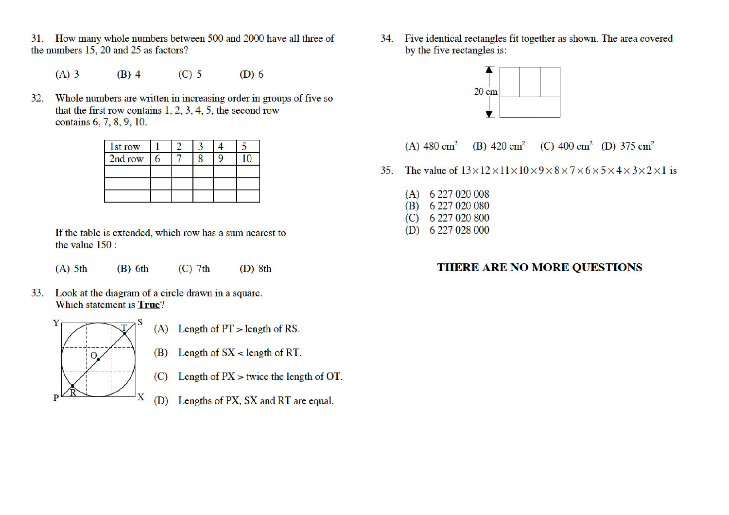31. How many whole numbers between 500 and 2000 have all three of the numbers 15, 20 and 25 as factors?

(A) 3 (B) 4 (C) 5 (D) 6

32. Whole numbers are written in increasing order in groups of five so that the first row contains 1, 2, 3, 4, 5, the second row contains 6, 7, 8, 9, 10.

| | | | | | |
|---|---|---|---|---|---|
| 1st row | 1 | 2 | 3 | 4 | 5 |
| 2nd row | 6 | 7 | 8 | 9 | 10 |
| | | | | | |
| | | | | | |
| | | | | | |

If the table is extended, which row has a sum nearest to the value 150 :

(A) 5th (B) 6th (C) 7th (D) 8th

33. Look at the diagram of a circle drawn in a square.
Which statement is **True**?

Y S T O P R X

(A) Length of PT > length of RS.

(B) Length of SX < length of RT.

(C) Length of PX > twice the length of OT.

(D) Lengths of PX, SX and RT are equal.

34. Five identical rectangles fit together as shown. The area covered by the five rectangles is:

20 cm

(A) 480 cm$^2$ (B) 420 cm$^2$ (C) 400 cm$^2$ (D) 375 cm$^2$

35. The value of $13 \times 12 \times 11 \times 10 \times 9 \times 8 \times 7 \times 6 \times 5 \times 4 \times 3 \times 2 \times 1$ is

(A) 6 227 020 008
(B) 6 227 020 080
(C) 6 227 020 800
(D) 6 227 028 000

**THERE ARE NO MORE QUESTIONS**